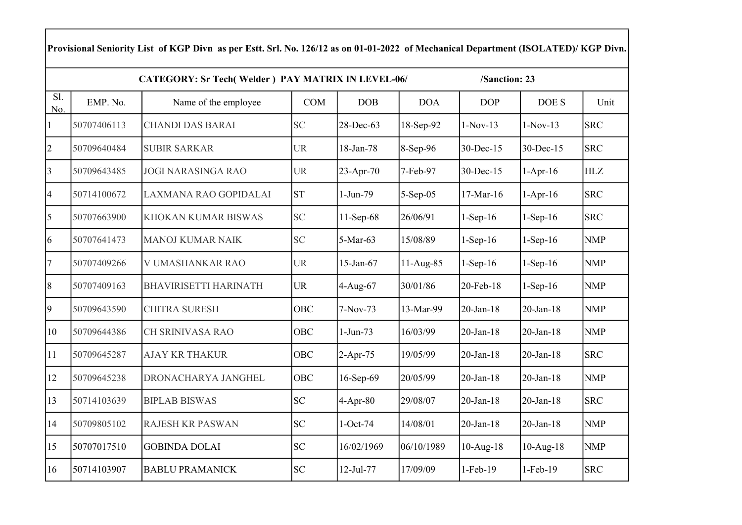**Provisional Seniority List of KGP Divn as per Estt. Srl. No. 126/12 as on 01-01-2022 of Mechanical Department (ISOLATED)/ KGP Divn.**

**CATEGORY: Sr Tech( Welder ) PAY MATRIX IN LEVEL-06/ /Sanction: 23**

| Sl. No. | EMP. No. | Name of the employee | COM | DOB | DOA | DOP | DOE S | Unit |
|---|---|---|---|---|---|---|---|---|
| 1 | 50707406113 | CHANDI DAS BARAI | SC | 28-Dec-63 | 18-Sep-92 | 1-Nov-13 | 1-Nov-13 | SRC |
| 2 | 50709640484 | SUBIR SARKAR | UR | 18-Jan-78 | 8-Sep-96 | 30-Dec-15 | 30-Dec-15 | SRC |
| 3 | 50709643485 | JOGI NARASINGA RAO | UR | 23-Apr-70 | 7-Feb-97 | 30-Dec-15 | 1-Apr-16 | HLZ |
| 4 | 50714100672 | LAXMANA RAO GOPIDALAI | ST | 1-Jun-79 | 5-Sep-05 | 17-Mar-16 | 1-Apr-16 | SRC |
| 5 | 50707663900 | KHOKAN KUMAR BISWAS | SC | 11-Sep-68 | 26/06/91 | 1-Sep-16 | 1-Sep-16 | SRC |
| 6 | 50707641473 | MANOJ KUMAR NAIK | SC | 5-Mar-63 | 15/08/89 | 1-Sep-16 | 1-Sep-16 | NMP |
| 7 | 50707409266 | V UMASHANKAR RAO | UR | 15-Jan-67 | 11-Aug-85 | 1-Sep-16 | 1-Sep-16 | NMP |
| 8 | 50707409163 | BHAVIRISETTI HARINATH | UR | 4-Aug-67 | 30/01/86 | 20-Feb-18 | 1-Sep-16 | NMP |
| 9 | 50709643590 | CHITRA SURESH | OBC | 7-Nov-73 | 13-Mar-99 | 20-Jan-18 | 20-Jan-18 | NMP |
| 10 | 50709644386 | CH SRINIVASA RAO | OBC | 1-Jun-73 | 16/03/99 | 20-Jan-18 | 20-Jan-18 | NMP |
| 11 | 50709645287 | AJAY KR THAKUR | OBC | 2-Apr-75 | 19/05/99 | 20-Jan-18 | 20-Jan-18 | SRC |
| 12 | 50709645238 | DRONACHARYA JANGHEL | OBC | 16-Sep-69 | 20/05/99 | 20-Jan-18 | 20-Jan-18 | NMP |
| 13 | 50714103639 | BIPLAB BISWAS | SC | 4-Apr-80 | 29/08/07 | 20-Jan-18 | 20-Jan-18 | SRC |
| 14 | 50709805102 | RAJESH KR PASWAN | SC | 1-Oct-74 | 14/08/01 | 20-Jan-18 | 20-Jan-18 | NMP |
| 15 | 50707017510 | GOBINDA DOLAI | SC | 16/02/1969 | 06/10/1989 | 10-Aug-18 | 10-Aug-18 | NMP |
| 16 | 50714103907 | BABLU PRAMANICK | SC | 12-Jul-77 | 17/09/09 | 1-Feb-19 | 1-Feb-19 | SRC |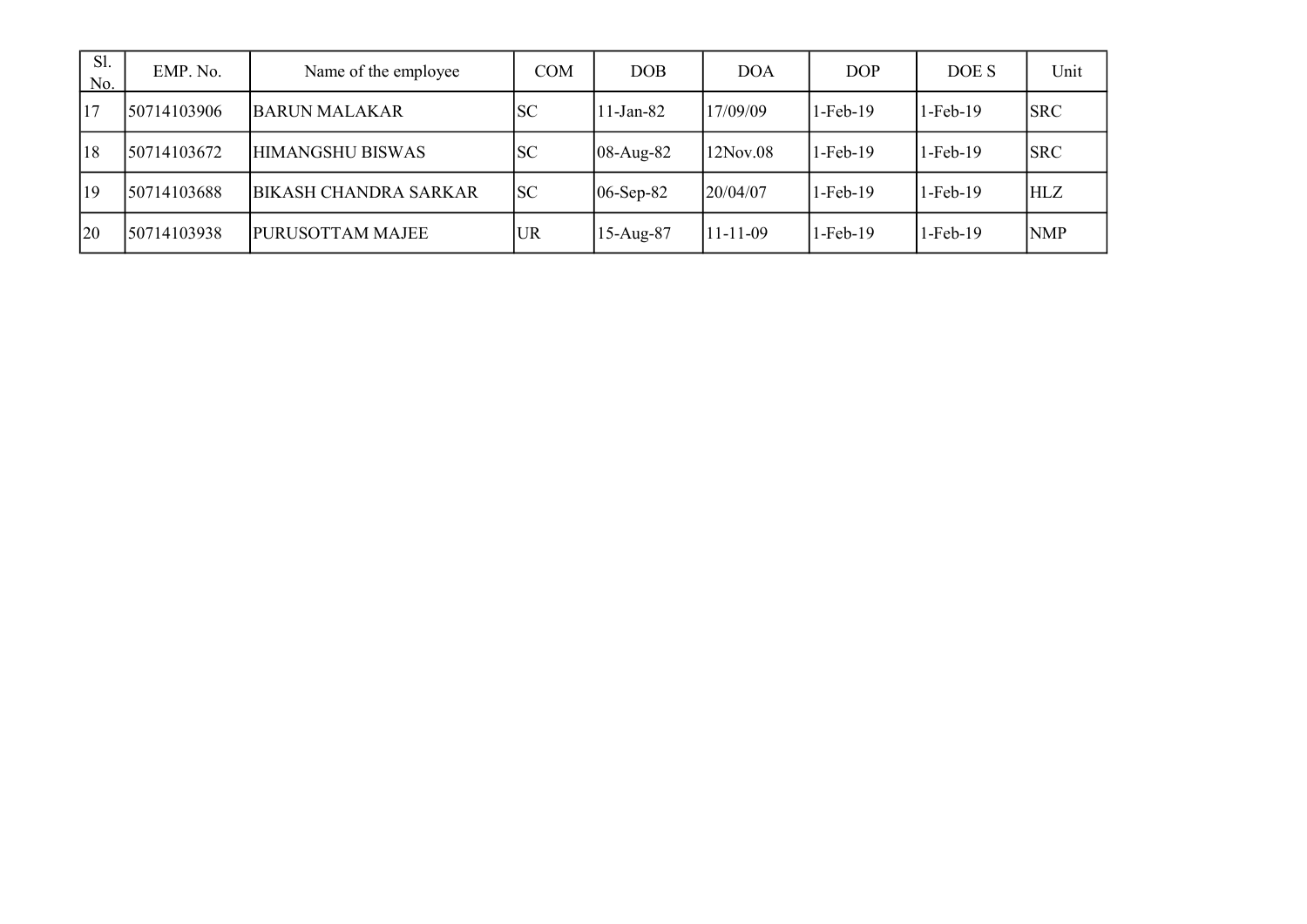| Sl. No. | EMP. No. | Name of the employee | COM | DOB | DOA | DOP | DOE S | Unit |
|---|---|---|---|---|---|---|---|---|
| 17 | 50714103906 | BARUN MALAKAR | SC | 11-Jan-82 | 17/09/09 | 1-Feb-19 | 1-Feb-19 | SRC |
| 18 | 50714103672 | HIMANGSHU BISWAS | SC | 08-Aug-82 | 12Nov.08 | 1-Feb-19 | 1-Feb-19 | SRC |
| 19 | 50714103688 | BIKASH CHANDRA SARKAR | SC | 06-Sep-82 | 20/04/07 | 1-Feb-19 | 1-Feb-19 | HLZ |
| 20 | 50714103938 | PURUSOTTAM MAJEE | UR | 15-Aug-87 | 11-11-09 | 1-Feb-19 | 1-Feb-19 | NMP |